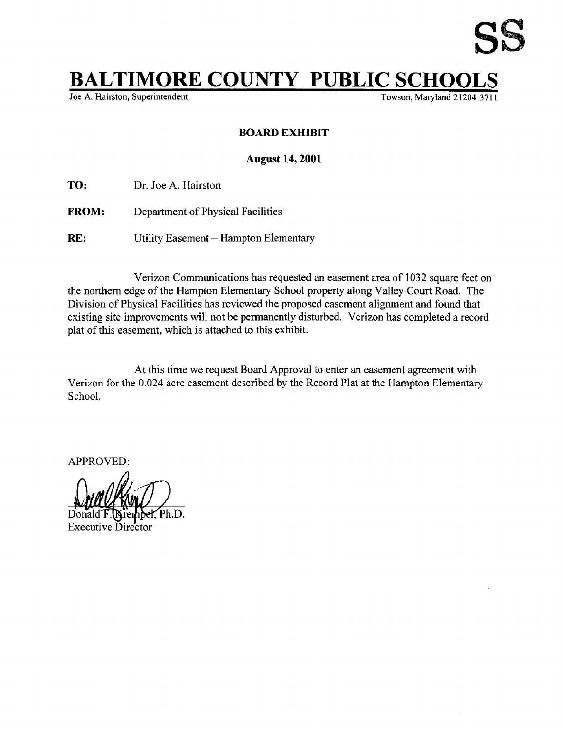SS

# BALTIMORE COUNTY PUBLIC SCHOOLS

Joe A. Hairston, Superintendent                                                                 Towson, Maryland 21204-3711

**BOARD EXHIBIT**

**August 14, 2001**

**TO:** Dr. Joe A. Hairston

**FROM:** Department of Physical Facilities

**RE:** Utility Easement – Hampton Elementary

Verizon Communications has requested an easement area of 1032 square feet on the northern edge of the Hampton Elementary School property along Valley Court Road. The Division of Physical Facilities has reviewed the proposed easement alignment and found that existing site improvements will not be permanently disturbed. Verizon has completed a record plat of this easement, which is attached to this exhibit.

At this time we request Board Approval to enter an easement agreement with Verizon for the 0.024 acre easement described by the Record Plat at the Hampton Elementary School.

APPROVED:

Donald F. Krempel, Ph.D.
Executive Director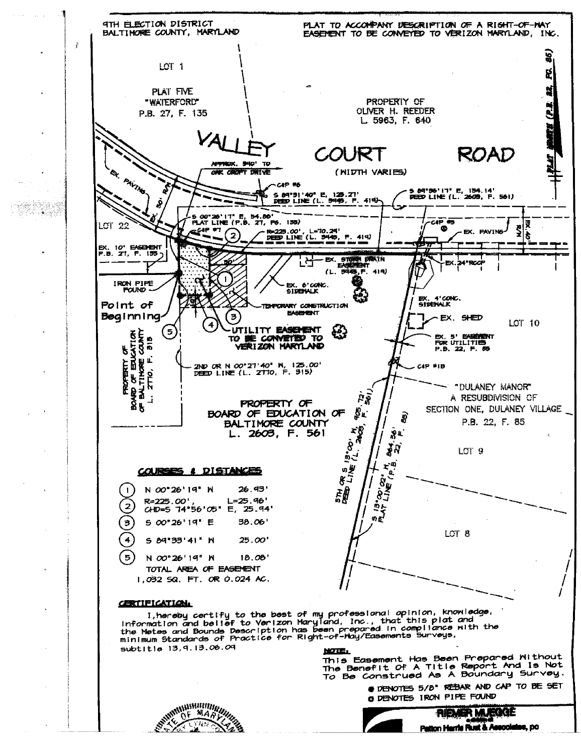9TH ELECTION DISTRICT
BALTIMORE COUNTY, MARYLAND

PLAT TO ACCOMPANY DESCRIPTION OF A RIGHT-OF-WAY EASEMENT TO BE CONVEYED TO VERIZON MARYLAND, INC.

LOT 1

PLAT FIVE
"WATERFORD"
P.B. 27, F. 135

PROPERTY OF
OLIVER H. REEDER
L. 5963, F. 640

PLAT SEVEN (P.B. 22, PG. 85)

VALLEY COURT ROAD
(WIDTH VARIES)

APPROX. 940' TO OAK CROFT DRIVE

EX. PAVING

EX. 50' R/W

CAP #6

S 89°31'40" E, 125.27'
DEED LINE (L. 9448, F. 419)

S 89°56'17" E, 134.14'
DEED LINE (L. 2603, F. 561)

LOT 22

S 00°26'17" E, 54.86'
PLAT LINE (P.B. 27, PG. 135)

CAP #7

R=225.00', L=70.29'
DEED LINE (L. 9448, F. 419)

CAP #5

EX. PAVING

EX. 40' R/W

EX. 10' EASEMENT
P.B. 27, F. 135

30'

EX. STORM DRAIN EASEMENT
(L. 9448, F. 419)

EX. 24" RCCP

IRON PIPE FOUND

EX. 6' CONC. SIDEWALK

EX. 4' CONC. SIDEWALK

Point of Beginning

TEMPORARY CONSTRUCTION EASEMENT

EX. SHED

LOT 10

UTILITY EASEMENT TO BE CONVEYED TO VERIZON MARYLAND

EX. 5' EASEMENT FOR UTILITIES
P.B. 22, F. 85

CAP #1B

PROPERTY OF BOARD OF EDUCATION OF BALTIMORE COUNTY
L. 2710, F. 315

2ND OR N 00°27'40" W, 125.00'
DEED LINE (L. 2710, F. 315)

"DULANEY MANOR"
A RESUBDIVISION OF SECTION ONE, DULANEY VILLAGE
P.B. 22, F. 85

PROPERTY OF
BOARD OF EDUCATION OF
BALTIMORE COUNTY
L. 2603, F. 561

5TH OR S 13°00' W, 905.72'
DEED LINE (L. 2603, F. 561)

S 13°00'02" W, 964.56'
PLAT LINE (P.B. 22, F. 85)

LOT 9

LOT 8

## COURSES & DISTANCES

| | | |
|---|---|---|
| (1) | N 00°26'19" W | 26.93' |
| (2) | R=225.00', CHD=S 74°56'05" E, 25.94' | L=25.96' |
| (3) | S 00°26'19" E | 38.06' |
| (4) | S 89°33'41" W | 25.00' |
| (5) | N 00°26'19" W | 18.08' |

TOTAL AREA OF EASEMENT
1,032 SQ. FT. OR 0.024 AC.

## CERTIFICATION:

I, hereby certify to the best of my professional opinion, knowledge, information and belief to Verizon Maryland, Inc., that this plat and the Metes and Bounds Description has been prepared in compliance with the minimum Standards of Practice for Right-of-Way/Easements Surveys, subtitle 13.9.13.06.09

**NOTE:**
This Easement Has Been Prepared Without The Benefit Of A Title Report And Is Not To Be Construed As A Boundary Survey.

● DENOTES 5/8" REBAR AND CAP TO BE SET
○ DENOTES IRON PIPE FOUND

RIEMER MUEGGE
Patton Harris Rust & Associates, pc